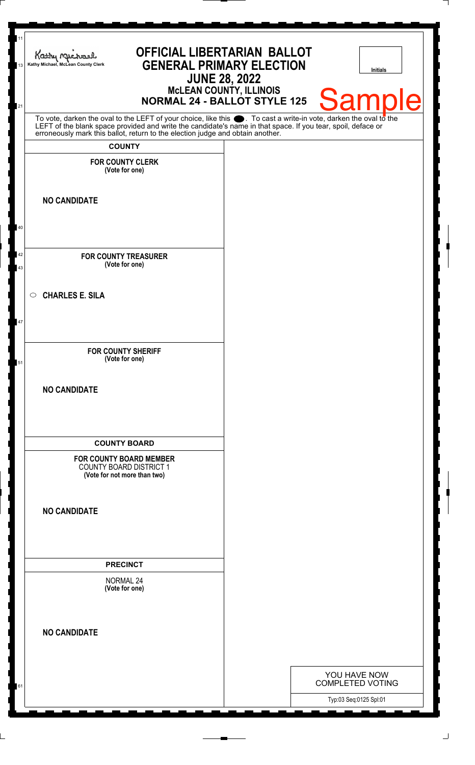Kathy Michael, McLean County Clerk

# OFFICIAL LIBERTARIAN BALLOT
## GENERAL PRIMARY ELECTION
## JUNE 28, 2022
### McLEAN COUNTY, ILLINOIS
### NORMAL 24 - BALLOT STYLE 125

Initials

Sample

To vote, darken the oval to the LEFT of your choice, like this ⬬. To cast a write-in vote, darken the oval to the LEFT of the blank space provided and write the candidate's name in that space. If you tear, spoil, deface or erroneously mark this ballot, return to the election judge and obtain another.

**COUNTY**

**FOR COUNTY CLERK**
**(Vote for one)**

**NO CANDIDATE**

**FOR COUNTY TREASURER**
**(Vote for one)**

○ **CHARLES E. SILA**

**FOR COUNTY SHERIFF**
**(Vote for one)**

**NO CANDIDATE**

**COUNTY BOARD**

**FOR COUNTY BOARD MEMBER**
COUNTY BOARD DISTRICT 1
**(Vote for not more than two)**

**NO CANDIDATE**

**PRECINCT**

NORMAL 24
**(Vote for one)**

**NO CANDIDATE**

YOU HAVE NOW COMPLETED VOTING

Typ:03 Seq:0125 Spl:01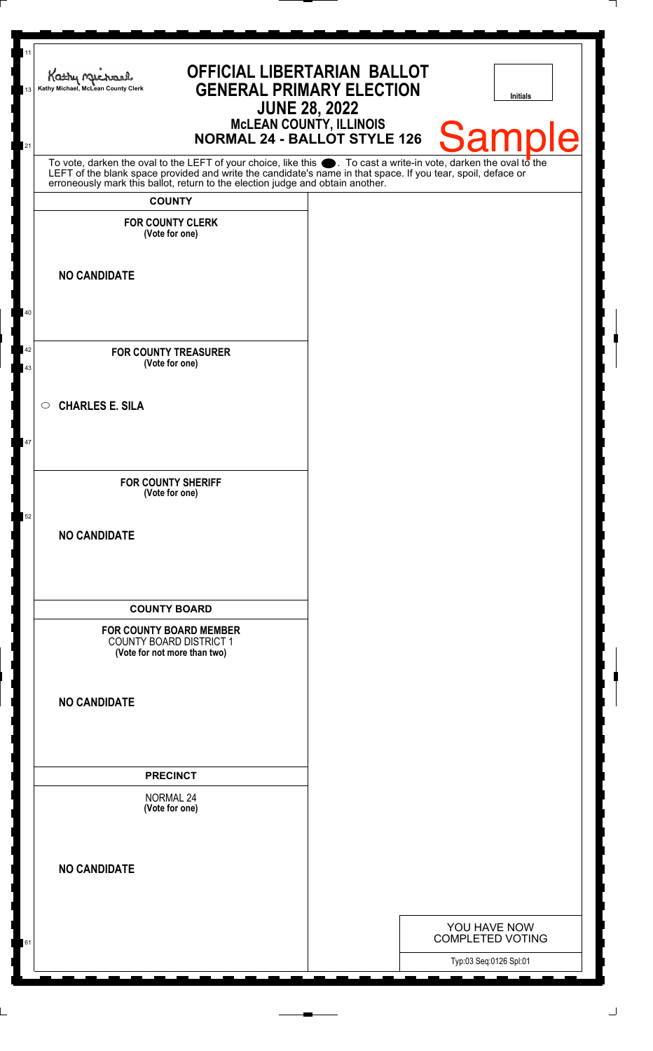Kathy Michael, McLean County Clerk

# OFFICIAL LIBERTARIAN BALLOT
## GENERAL PRIMARY ELECTION
## JUNE 28, 2022
### McLEAN COUNTY, ILLINOIS
### NORMAL 24 - BALLOT STYLE 126

Initials

Sample

To vote, darken the oval to the LEFT of your choice, like this ●. To cast a write-in vote, darken the oval to the LEFT of the blank space provided and write the candidate's name in that space. If you tear, spoil, deface or erroneously mark this ballot, return to the election judge and obtain another.

**COUNTY**

**FOR COUNTY CLERK**
**(Vote for one)**

**NO CANDIDATE**

**FOR COUNTY TREASURER**
**(Vote for one)**

○ **CHARLES E. SILA**

**FOR COUNTY SHERIFF**
**(Vote for one)**

**NO CANDIDATE**

**COUNTY BOARD**

**FOR COUNTY BOARD MEMBER**
COUNTY BOARD DISTRICT 1
**(Vote for not more than two)**

**NO CANDIDATE**

**PRECINCT**

NORMAL 24
**(Vote for one)**

**NO CANDIDATE**

YOU HAVE NOW COMPLETED VOTING

Typ:03 Seq:0126 Spl:01